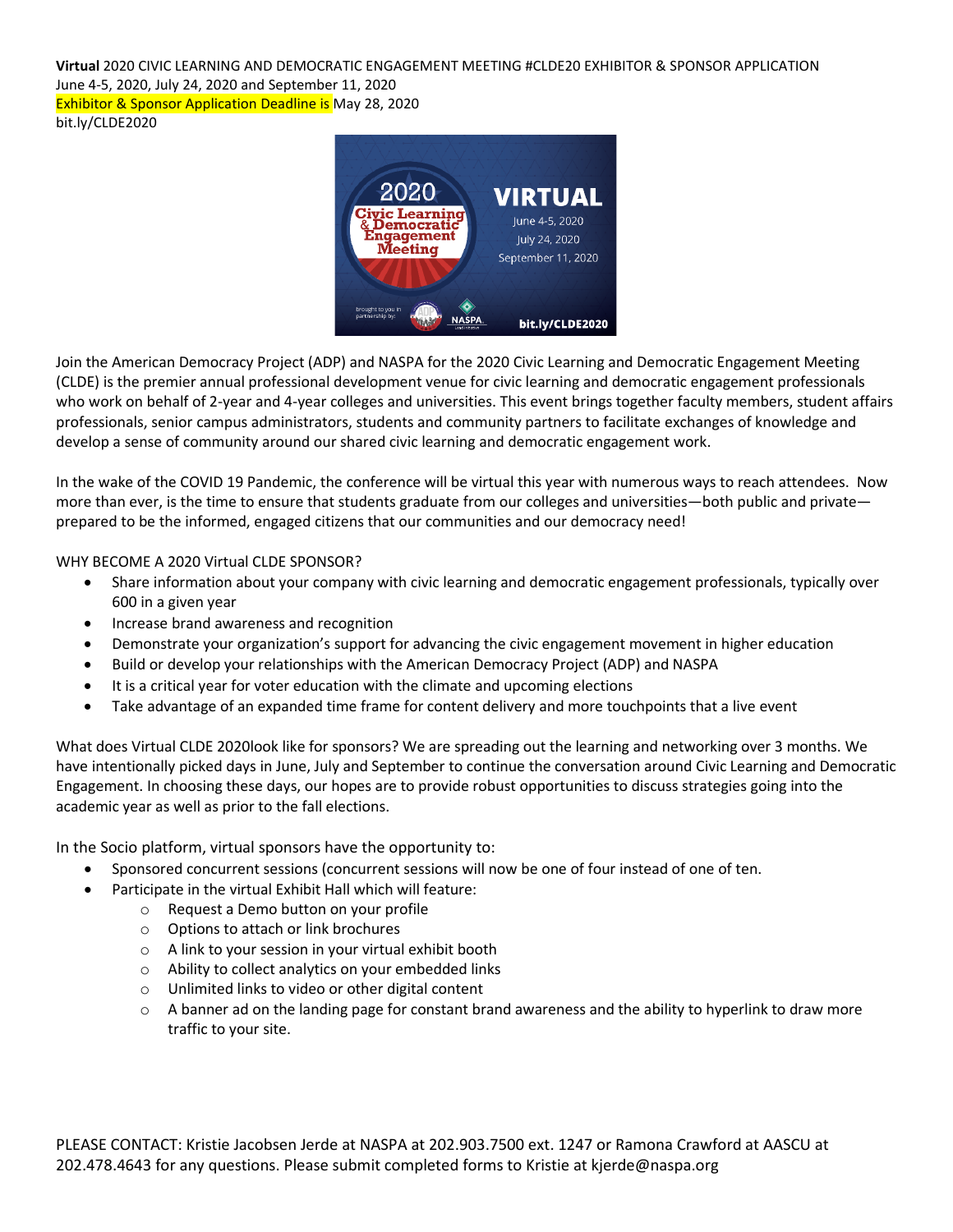**Virtual** 2020 CIVIC LEARNING AND DEMOCRATIC ENGAGEMENT MEETING #CLDE20 EXHIBITOR & SPONSOR APPLICATION
June 4-5, 2020, July 24, 2020 and September 11, 2020
Exhibitor & Sponsor Application Deadline is May 28, 2020
bit.ly/CLDE2020

Join the American Democracy Project (ADP) and NASPA for the 2020 Civic Learning and Democratic Engagement Meeting (CLDE) is the premier annual professional development venue for civic learning and democratic engagement professionals who work on behalf of 2-year and 4-year colleges and universities. This event brings together faculty members, student affairs professionals, senior campus administrators, students and community partners to facilitate exchanges of knowledge and develop a sense of community around our shared civic learning and democratic engagement work.

In the wake of the COVID 19 Pandemic, the conference will be virtual this year with numerous ways to reach attendees. Now more than ever, is the time to ensure that students graduate from our colleges and universities—both public and private—prepared to be the informed, engaged citizens that our communities and our democracy need!

WHY BECOME A 2020 Virtual CLDE SPONSOR?

- Share information about your company with civic learning and democratic engagement professionals, typically over 600 in a given year
- Increase brand awareness and recognition
- Demonstrate your organization's support for advancing the civic engagement movement in higher education
- Build or develop your relationships with the American Democracy Project (ADP) and NASPA
- It is a critical year for voter education with the climate and upcoming elections
- Take advantage of an expanded time frame for content delivery and more touchpoints that a live event

What does Virtual CLDE 2020look like for sponsors? We are spreading out the learning and networking over 3 months. We have intentionally picked days in June, July and September to continue the conversation around Civic Learning and Democratic Engagement. In choosing these days, our hopes are to provide robust opportunities to discuss strategies going into the academic year as well as prior to the fall elections.

In the Socio platform, virtual sponsors have the opportunity to:

- Sponsored concurrent sessions (concurrent sessions will now be one of four instead of one of ten.
- Participate in the virtual Exhibit Hall which will feature:
  - Request a Demo button on your profile
  - Options to attach or link brochures
  - A link to your session in your virtual exhibit booth
  - Ability to collect analytics on your embedded links
  - Unlimited links to video or other digital content
  - A banner ad on the landing page for constant brand awareness and the ability to hyperlink to draw more traffic to your site.

PLEASE CONTACT: Kristie Jacobsen Jerde at NASPA at 202.903.7500 ext. 1247 or Ramona Crawford at AASCU at 202.478.4643 for any questions. Please submit completed forms to Kristie at kjerde@naspa.org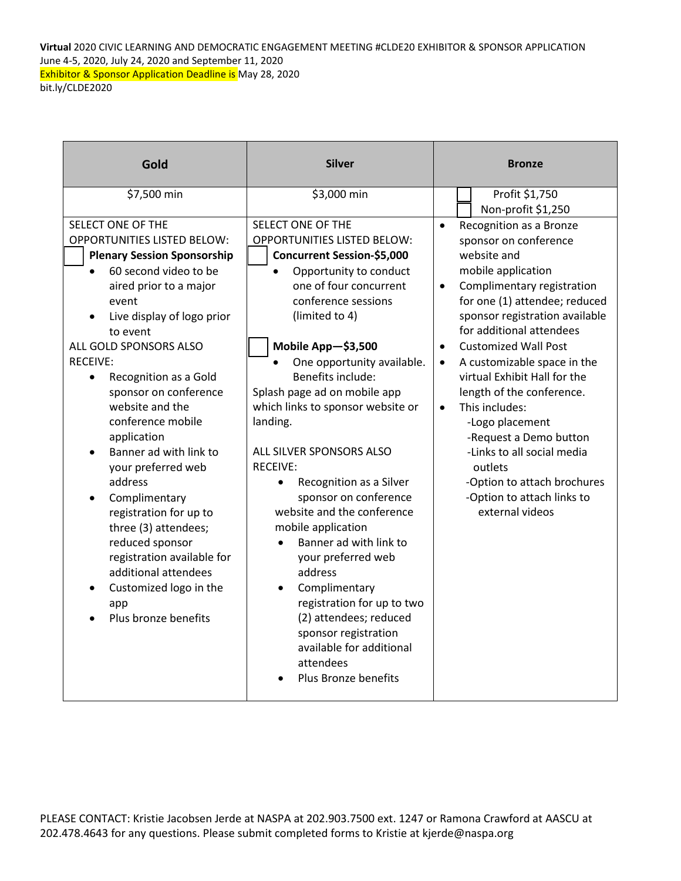**Virtual** 2020 CIVIC LEARNING AND DEMOCRATIC ENGAGEMENT MEETING #CLDE20 EXHIBITOR & SPONSOR APPLICATION
June 4-5, 2020, July 24, 2020 and September 11, 2020
Exhibitor & Sponsor Application Deadline is May 28, 2020
bit.ly/CLDE2020

| Gold | Silver | Bronze |
| --- | --- | --- |
| $7,500 min | $3,000 min | ☐ Profit $1,750<br>☐ Non-profit $1,250 |
| SELECT ONE OF THE OPPORTUNITIES LISTED BELOW:<br>☐ **Plenary Session Sponsorship**<br>• 60 second video to be aired prior to a major event<br>• Live display of logo prior to event<br>ALL GOLD SPONSORS ALSO RECEIVE:<br>• Recognition as a Gold sponsor on conference website and the conference mobile application<br>• Banner ad with link to your preferred web address<br>• Complimentary registration for up to three (3) attendees; reduced sponsor registration available for additional attendees<br>• Customized logo in the app<br>• Plus bronze benefits | SELECT ONE OF THE OPPORTUNITIES LISTED BELOW:<br>☐ **Concurrent Session-$5,000**<br>• Opportunity to conduct one of four concurrent conference sessions (limited to 4)<br><br>☐ **Mobile App—$3,500**<br>• One opportunity available. Benefits include:<br>Splash page ad on mobile app which links to sponsor website or landing.<br><br>ALL SILVER SPONSORS ALSO RECEIVE:<br>• Recognition as a Silver sponsor on conference website and the conference mobile application<br>• Banner ad with link to your preferred web address<br>• Complimentary registration for up to two (2) attendees; reduced sponsor registration available for additional attendees<br>• Plus Bronze benefits | • Recognition as a Bronze sponsor on conference website and mobile application<br>• Complimentary registration for one (1) attendee; reduced sponsor registration available for additional attendees<br>• Customized Wall Post<br>• A customizable space in the virtual Exhibit Hall for the length of the conference.<br>• This includes:<br>-Logo placement<br>-Request a Demo button<br>-Links to all social media outlets<br>-Option to attach brochures<br>-Option to attach links to external videos |

PLEASE CONTACT: Kristie Jacobsen Jerde at NASPA at 202.903.7500 ext. 1247 or Ramona Crawford at AASCU at 202.478.4643 for any questions. Please submit completed forms to Kristie at kjerde@naspa.org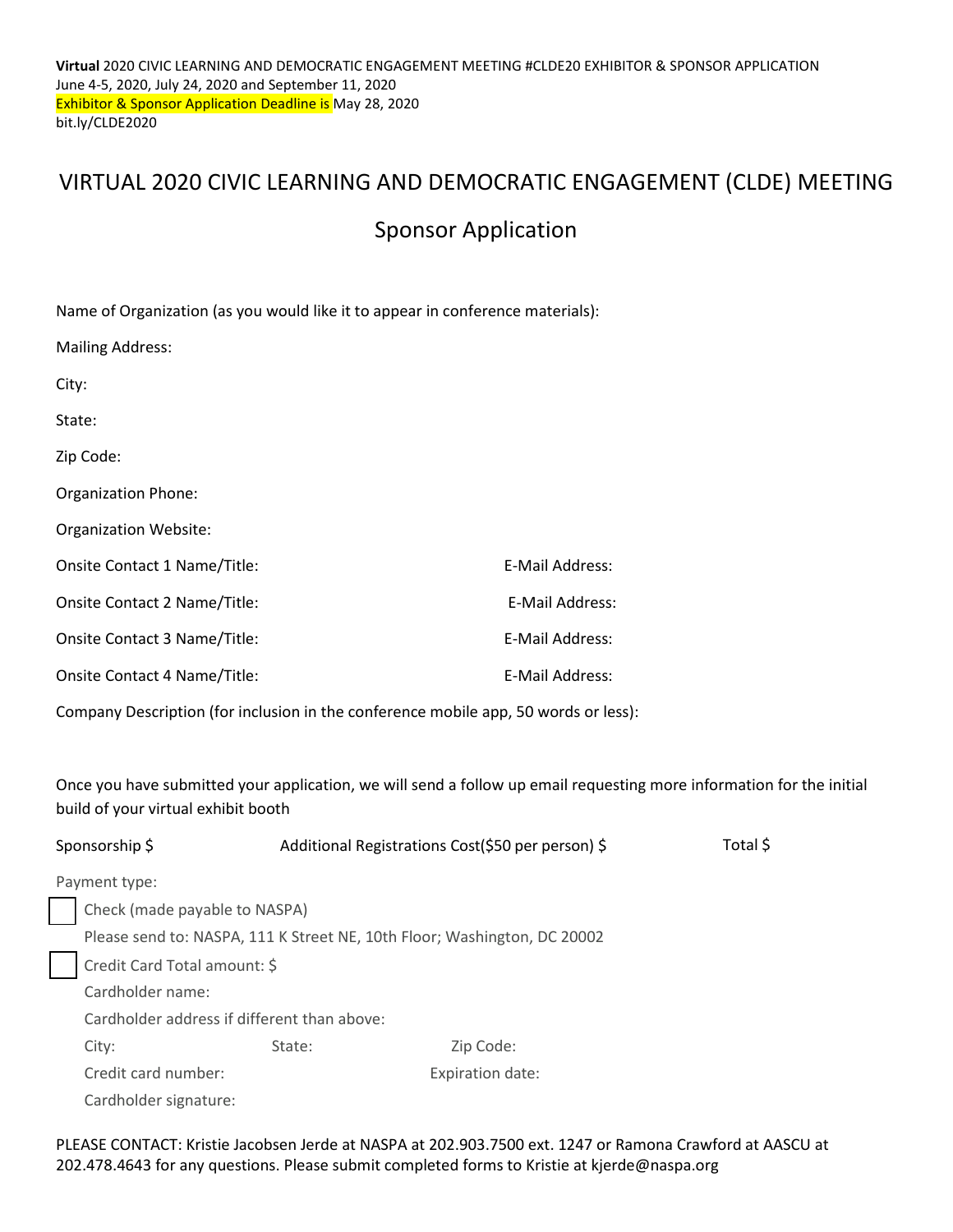**Virtual** 2020 CIVIC LEARNING AND DEMOCRATIC ENGAGEMENT MEETING #CLDE20 EXHIBITOR & SPONSOR APPLICATION
June 4-5, 2020, July 24, 2020 and September 11, 2020
Exhibitor & Sponsor Application Deadline is May 28, 2020
bit.ly/CLDE2020

# VIRTUAL 2020 CIVIC LEARNING AND DEMOCRATIC ENGAGEMENT (CLDE) MEETING

## Sponsor Application

Name of Organization (as you would like it to appear in conference materials):

Mailing Address:

City:

State:

Zip Code:

Organization Phone:

Organization Website:

Onsite Contact 1 Name/Title: E-Mail Address:

Onsite Contact 2 Name/Title: E-Mail Address:

Onsite Contact 3 Name/Title: E-Mail Address:

Onsite Contact 4 Name/Title: E-Mail Address:

Company Description (for inclusion in the conference mobile app, 50 words or less):

Once you have submitted your application, we will send a follow up email requesting more information for the initial build of your virtual exhibit booth

Sponsorship $ Additional Registrations Cost($50 per person) $ Total $

Payment type:

- ☐ Check (made payable to NASPA)
  Please send to: NASPA, 111 K Street NE, 10th Floor; Washington, DC 20002
- ☐ Credit Card Total amount: $
  Cardholder name:
  Cardholder address if different than above:
  City: State: Zip Code:
  Credit card number: Expiration date:
  Cardholder signature:

PLEASE CONTACT: Kristie Jacobsen Jerde at NASPA at 202.903.7500 ext. 1247 or Ramona Crawford at AASCU at 202.478.4643 for any questions. Please submit completed forms to Kristie at kjerde@naspa.org